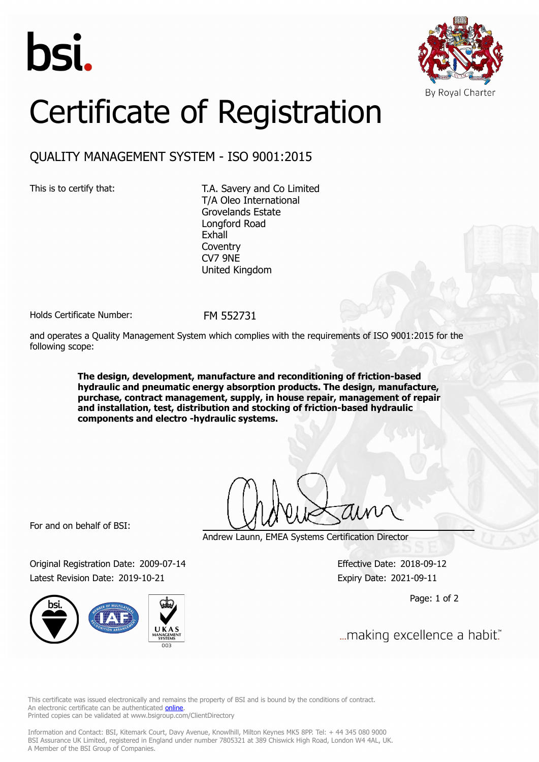bsi.

By Royal Charter

# Certificate of Registration

## QUALITY MANAGEMENT SYSTEM - ISO 9001:2015

This is to certify that:

T.A. Savery and Co Limited
T/A Oleo International
Grovelands Estate
Longford Road
Exhall
Coventry
CV7 9NE
United Kingdom

Holds Certificate Number: FM 552731

and operates a Quality Management System which complies with the requirements of ISO 9001:2015 for the following scope:

**The design, development, manufacture and reconditioning of friction-based hydraulic and pneumatic energy absorption products. The design, manufacture, purchase, contract management, supply, in house repair, management of repair and installation, test, distribution and stocking of friction-based hydraulic components and electro -hydraulic systems.**

For and on behalf of BSI:

Andrew Launn, EMEA Systems Certification Director

Original Registration Date: 2009-07-14
Latest Revision Date: 2019-10-21

Effective Date: 2018-09-12
Expiry Date: 2021-09-11

...making excellence a habit.™

This certificate was issued electronically and remains the property of BSI and is bound by the conditions of contract.
An electronic certificate can be authenticated online.
Printed copies can be validated at www.bsigroup.com/ClientDirectory

Information and Contact: BSI, Kitemark Court, Davy Avenue, Knowlhill, Milton Keynes MK5 8PP. Tel: + 44 345 080 9000
BSI Assurance UK Limited, registered in England under number 7805321 at 389 Chiswick High Road, London W4 4AL, UK.
A Member of the BSI Group of Companies.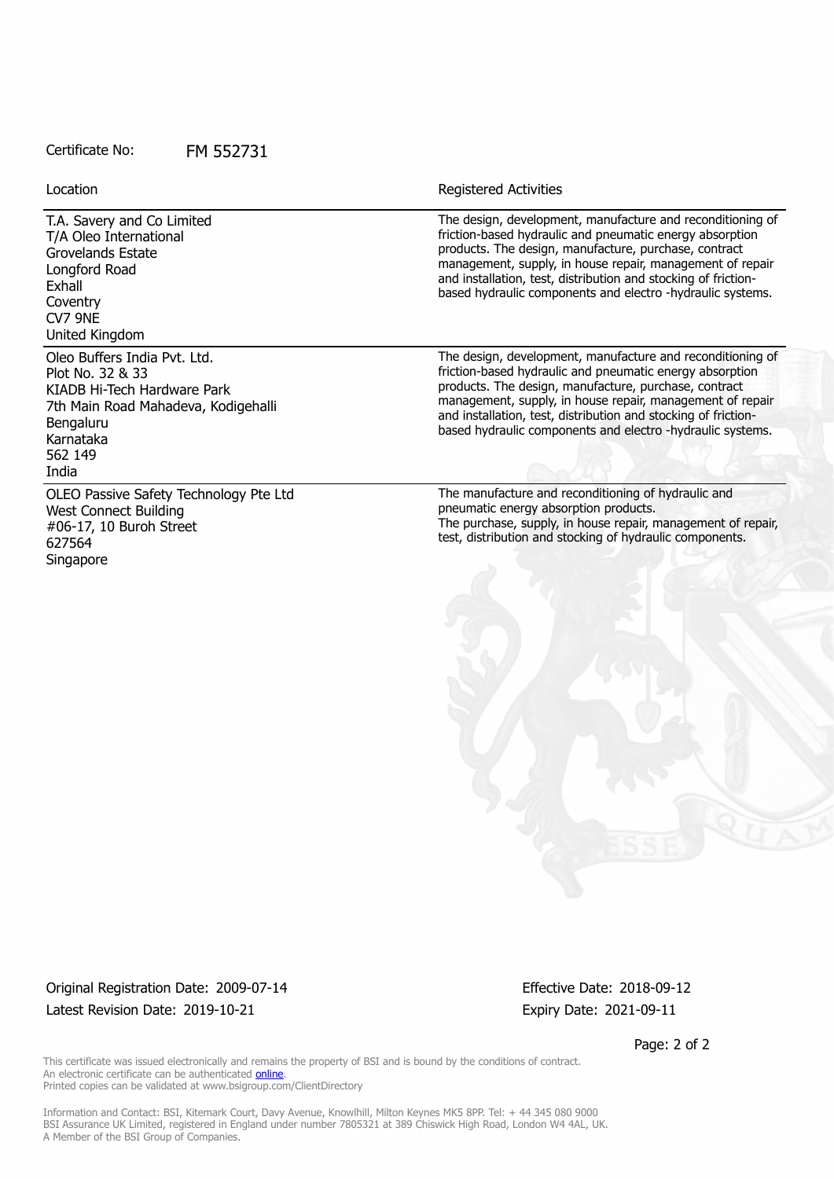Certificate No: FM 552731

| Location | Registered Activities |
| --- | --- |
| T.A. Savery and Co Limited<br>T/A Oleo International<br>Grovelands Estate<br>Longford Road<br>Exhall<br>Coventry<br>CV7 9NE<br>United Kingdom | The design, development, manufacture and reconditioning of friction-based hydraulic and pneumatic energy absorption products. The design, manufacture, purchase, contract management, supply, in house repair, management of repair and installation, test, distribution and stocking of friction-based hydraulic components and electro -hydraulic systems. |
| Oleo Buffers India Pvt. Ltd.<br>Plot No. 32 & 33<br>KIADB Hi-Tech Hardware Park<br>7th Main Road Mahadeva, Kodigehalli<br>Bengaluru<br>Karnataka<br>562 149<br>India | The design, development, manufacture and reconditioning of friction-based hydraulic and pneumatic energy absorption products. The design, manufacture, purchase, contract management, supply, in house repair, management of repair and installation, test, distribution and stocking of friction-based hydraulic components and electro -hydraulic systems. |
| OLEO Passive Safety Technology Pte Ltd<br>West Connect Building<br>#06-17, 10 Buroh Street<br>627564<br>Singapore | The manufacture and reconditioning of hydraulic and pneumatic energy absorption products.<br>The purchase, supply, in house repair, management of repair, test, distribution and stocking of hydraulic components. |

Original Registration Date: 2009-07-14

Latest Revision Date: 2019-10-21

Effective Date: 2018-09-12

Expiry Date: 2021-09-11

This certificate was issued electronically and remains the property of BSI and is bound by the conditions of contract.
An electronic certificate can be authenticated online.
Printed copies can be validated at www.bsigroup.com/ClientDirectory

Information and Contact: BSI, Kitemark Court, Davy Avenue, Knowlhill, Milton Keynes MK5 8PP. Tel: + 44 345 080 9000
BSI Assurance UK Limited, registered in England under number 7805321 at 389 Chiswick High Road, London W4 4AL, UK.
A Member of the BSI Group of Companies.